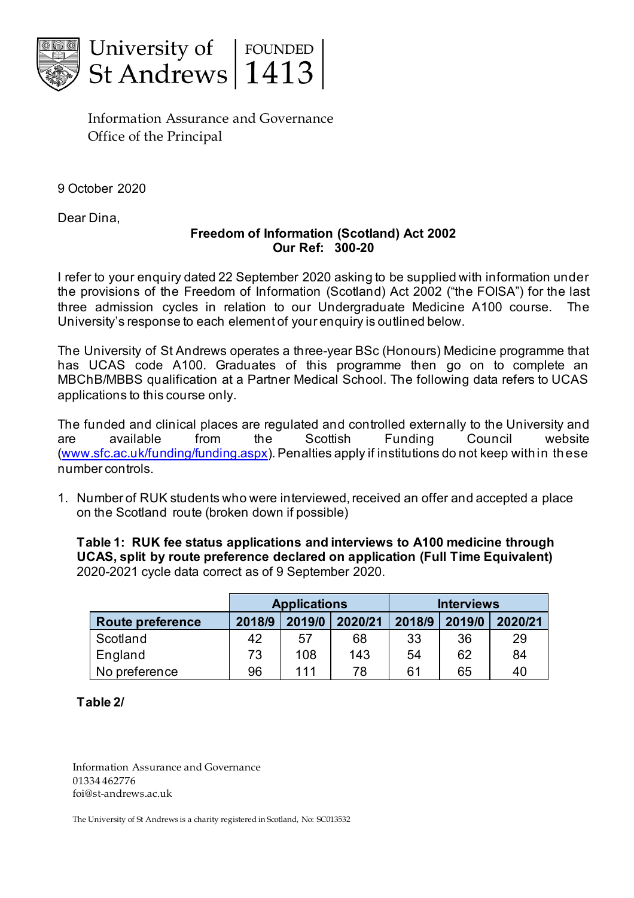University of St Andrews | FOUNDED 1413

Information Assurance and Governance
Office of the Principal

9 October 2020

Dear Dina,

**Freedom of Information (Scotland) Act 2002**
**Our Ref: 300-20**

I refer to your enquiry dated 22 September 2020 asking to be supplied with information under the provisions of the Freedom of Information (Scotland) Act 2002 ("the FOISA") for the last three admission cycles in relation to our Undergraduate Medicine A100 course. The University's response to each element of your enquiry is outlined below.

The University of St Andrews operates a three-year BSc (Honours) Medicine programme that has UCAS code A100. Graduates of this programme then go on to complete an MBChB/MBBS qualification at a Partner Medical School. The following data refers to UCAS applications to this course only.

The funded and clinical places are regulated and controlled externally to the University and are available from the Scottish Funding Council website ([www.sfc.ac.uk/funding/funding.aspx](www.sfc.ac.uk/funding/funding.aspx)). Penalties apply if institutions do not keep within these number controls.

1. Number of RUK students who were interviewed, received an offer and accepted a place on the Scotland route (broken down if possible)

**Table 1: RUK fee status applications and interviews to A100 medicine through UCAS, split by route preference declared on application (Full Time Equivalent)** 2020-2021 cycle data correct as of 9 September 2020.

| | Applications | | | Interviews | | |
|---|---|---|---|---|---|---|
| **Route preference** | **2018/9** | **2019/0** | **2020/21** | **2018/9** | **2019/0** | **2020/21** |
| Scotland | 42 | 57 | 68 | 33 | 36 | 29 |
| England | 73 | 108 | 143 | 54 | 62 | 84 |
| No preference | 96 | 111 | 78 | 61 | 65 | 40 |

**Table 2/**

Information Assurance and Governance
01334 462776
foi@st-andrews.ac.uk

The University of St Andrews is a charity registered in Scotland, No: SC013532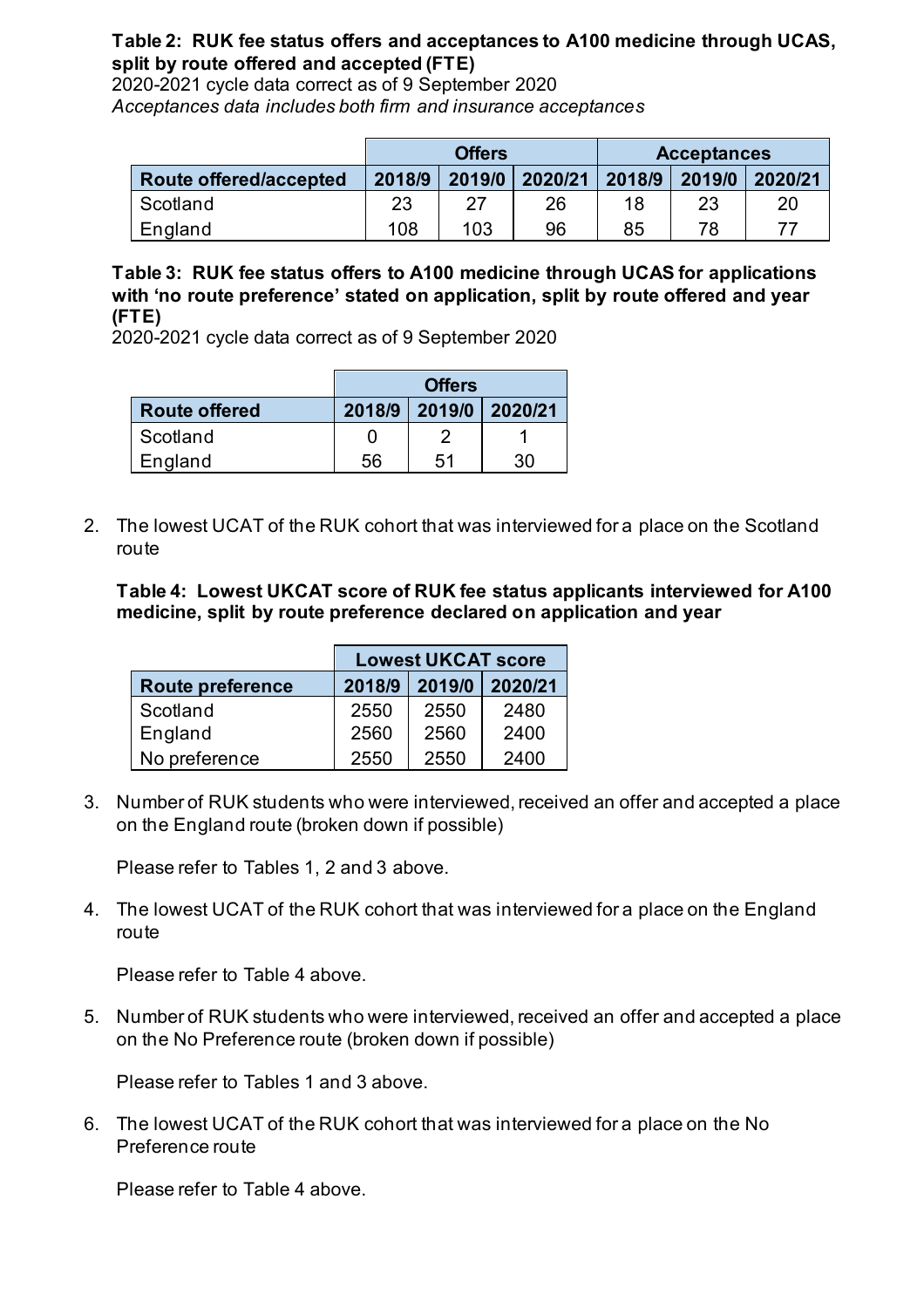**Table 2: RUK fee status offers and acceptances to A100 medicine through UCAS, split by route offered and accepted (FTE)**
2020-2021 cycle data correct as of 9 September 2020
*Acceptances data includes both firm and insurance acceptances*

| | Offers | | | Acceptances | | |
|---|---|---|---|---|---|---|
| **Route offered/accepted** | **2018/9** | **2019/0** | **2020/21** | **2018/9** | **2019/0** | **2020/21** |
| Scotland | 23 | 27 | 26 | 18 | 23 | 20 |
| England | 108 | 103 | 96 | 85 | 78 | 77 |

**Table 3: RUK fee status offers to A100 medicine through UCAS for applications with 'no route preference' stated on application, split by route offered and year (FTE)**
2020-2021 cycle data correct as of 9 September 2020

| | Offers | | |
|---|---|---|---|
| **Route offered** | **2018/9** | **2019/0** | **2020/21** |
| Scotland | 0 | 2 | 1 |
| England | 56 | 51 | 30 |

2. The lowest UCAT of the RUK cohort that was interviewed for a place on the Scotland route

**Table 4: Lowest UKCAT score of RUK fee status applicants interviewed for A100 medicine, split by route preference declared on application and year**

| | Lowest UKCAT score | | |
|---|---|---|---|
| **Route preference** | **2018/9** | **2019/0** | **2020/21** |
| Scotland | 2550 | 2550 | 2480 |
| England | 2560 | 2560 | 2400 |
| No preference | 2550 | 2550 | 2400 |

3. Number of RUK students who were interviewed, received an offer and accepted a place on the England route (broken down if possible)

   Please refer to Tables 1, 2 and 3 above.

4. The lowest UCAT of the RUK cohort that was interviewed for a place on the England route

   Please refer to Table 4 above.

5. Number of RUK students who were interviewed, received an offer and accepted a place on the No Preference route (broken down if possible)

   Please refer to Tables 1 and 3 above.

6. The lowest UCAT of the RUK cohort that was interviewed for a place on the No Preference route

   Please refer to Table 4 above.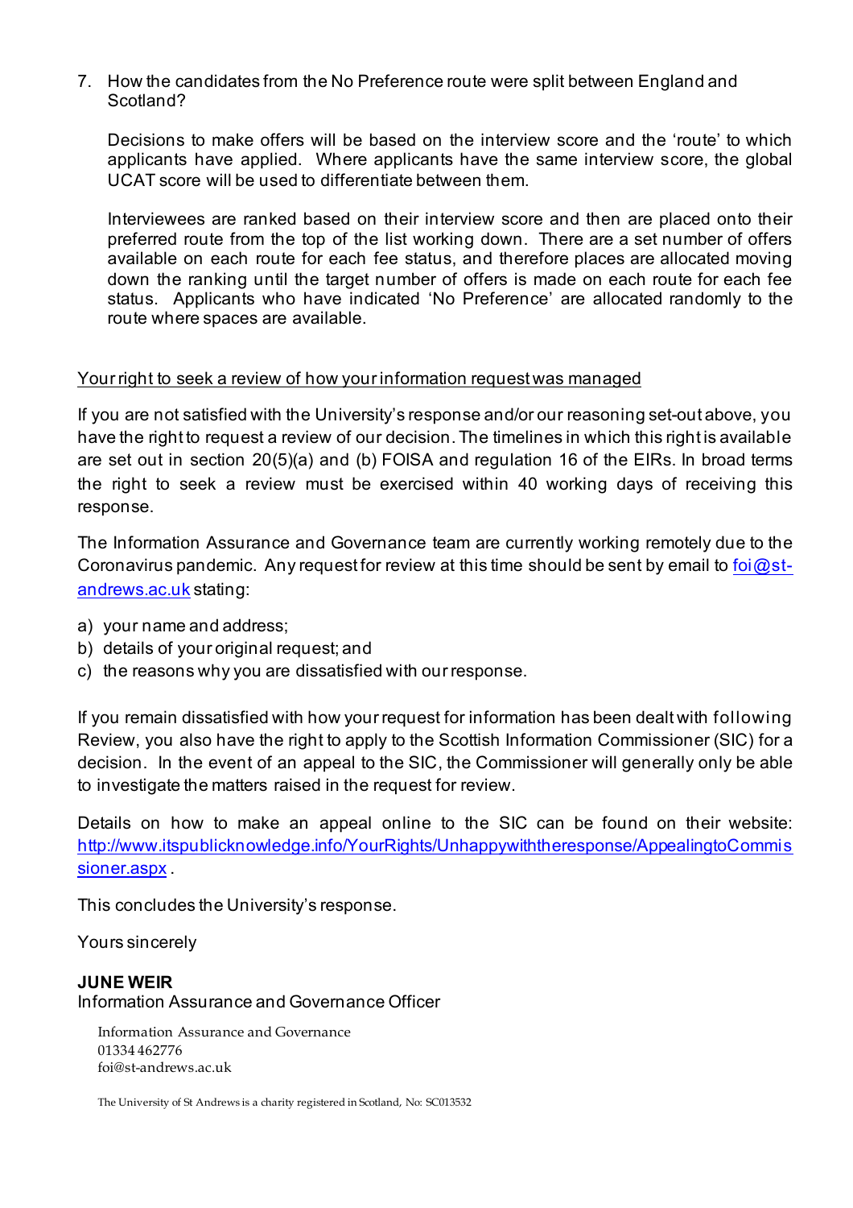7. How the candidates from the No Preference route were split between England and Scotland?

   Decisions to make offers will be based on the interview score and the 'route' to which applicants have applied. Where applicants have the same interview score, the global UCAT score will be used to differentiate between them.

   Interviewees are ranked based on their interview score and then are placed onto their preferred route from the top of the list working down. There are a set number of offers available on each route for each fee status, and therefore places are allocated moving down the ranking until the target number of offers is made on each route for each fee status. Applicants who have indicated 'No Preference' are allocated randomly to the route where spaces are available.

<u>Your right to seek a review of how your information request was managed</u>

If you are not satisfied with the University's response and/or our reasoning set-out above, you have the right to request a review of our decision. The timelines in which this right is available are set out in section 20(5)(a) and (b) FOISA and regulation 16 of the EIRs. In broad terms the right to seek a review must be exercised within 40 working days of receiving this response.

The Information Assurance and Governance team are currently working remotely due to the Coronavirus pandemic. Any request for review at this time should be sent by email to [foi@st-andrews.ac.uk](mailto:foi@st-andrews.ac.uk) stating:

a) your name and address;
b) details of your original request; and
c) the reasons why you are dissatisfied with our response.

If you remain dissatisfied with how your request for information has been dealt with following Review, you also have the right to apply to the Scottish Information Commissioner (SIC) for a decision. In the event of an appeal to the SIC, the Commissioner will generally only be able to investigate the matters raised in the request for review.

Details on how to make an appeal online to the SIC can be found on their website: [http://www.itspublicknowledge.info/YourRights/Unhappywiththeresponse/AppealingtoCommissioner.aspx](http://www.itspublicknowledge.info/YourRights/Unhappywiththeresponse/AppealingtoCommissioner.aspx) .

This concludes the University's response.

Yours sincerely

**JUNE WEIR**
Information Assurance and Governance Officer

Information Assurance and Governance
01334 462776
foi@st-andrews.ac.uk

The University of St Andrews is a charity registered in Scotland, No: SC013532